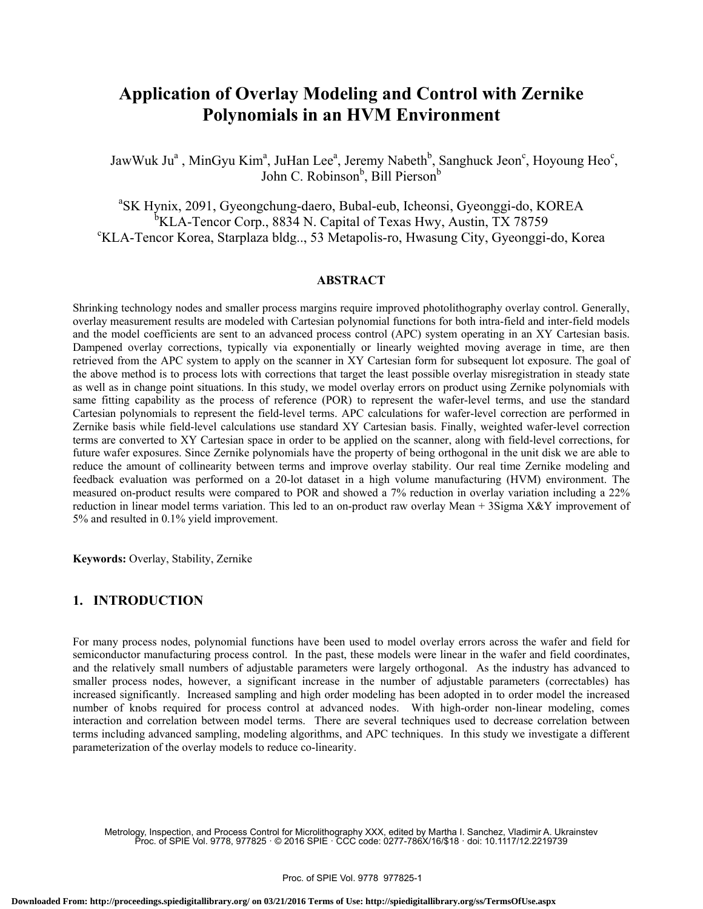# Application of Overlay Modeling and Control with Zernike Polynomials in an HVM Environment

JawWuk Ju[a], MinGyu Kim[a], JuHan Lee[a], Jeremy Nabeth[b], Sanghuck Jeon[c], Hoyoung Heo[c], John C. Robinson[b], Bill Pierson[b]

[a]SK Hynix, 2091, Gyeongchung-daero, Bubal-eub, Icheonsi, Gyeonggi-do, KOREA
[b]KLA-Tencor Corp., 8834 N. Capital of Texas Hwy, Austin, TX 78759
[c]KLA-Tencor Korea, Starplaza bldg.., 53 Metapolis-ro, Hwasung City, Gyeonggi-do, Korea

## ABSTRACT

Shrinking technology nodes and smaller process margins require improved photolithography overlay control. Generally, overlay measurement results are modeled with Cartesian polynomial functions for both intra-field and inter-field models and the model coefficients are sent to an advanced process control (APC) system operating in an XY Cartesian basis. Dampened overlay corrections, typically via exponentially or linearly weighted moving average in time, are then retrieved from the APC system to apply on the scanner in XY Cartesian form for subsequent lot exposure. The goal of the above method is to process lots with corrections that target the least possible overlay misregistration in steady state as well as in change point situations. In this study, we model overlay errors on product using Zernike polynomials with same fitting capability as the process of reference (POR) to represent the wafer-level terms, and use the standard Cartesian polynomials to represent the field-level terms. APC calculations for wafer-level correction are performed in Zernike basis while field-level calculations use standard XY Cartesian basis. Finally, weighted wafer-level correction terms are converted to XY Cartesian space in order to be applied on the scanner, along with field-level corrections, for future wafer exposures. Since Zernike polynomials have the property of being orthogonal in the unit disk we are able to reduce the amount of collinearity between terms and improve overlay stability. Our real time Zernike modeling and feedback evaluation was performed on a 20-lot dataset in a high volume manufacturing (HVM) environment. The measured on-product results were compared to POR and showed a 7% reduction in overlay variation including a 22% reduction in linear model terms variation. This led to an on-product raw overlay Mean + 3Sigma X&Y improvement of 5% and resulted in 0.1% yield improvement.

**Keywords:** Overlay, Stability, Zernike

## 1. INTRODUCTION

For many process nodes, polynomial functions have been used to model overlay errors across the wafer and field for semiconductor manufacturing process control. In the past, these models were linear in the wafer and field coordinates, and the relatively small numbers of adjustable parameters were largely orthogonal. As the industry has advanced to smaller process nodes, however, a significant increase in the number of adjustable parameters (correctables) has increased significantly. Increased sampling and high order modeling has been adopted in to order model the increased number of knobs required for process control at advanced nodes. With high-order non-linear modeling, comes interaction and correlation between model terms. There are several techniques used to decrease correlation between terms including advanced sampling, modeling algorithms, and APC techniques. In this study we investigate a different parameterization of the overlay models to reduce co-linearity.

Metrology, Inspection, and Process Control for Microlithography XXX, edited by Martha I. Sanchez, Vladimir A. Ukrainstev
Proc. of SPIE Vol. 9778, 977825 · © 2016 SPIE · CCC code: 0277-786X/16/$18 · doi: 10.1117/12.2219739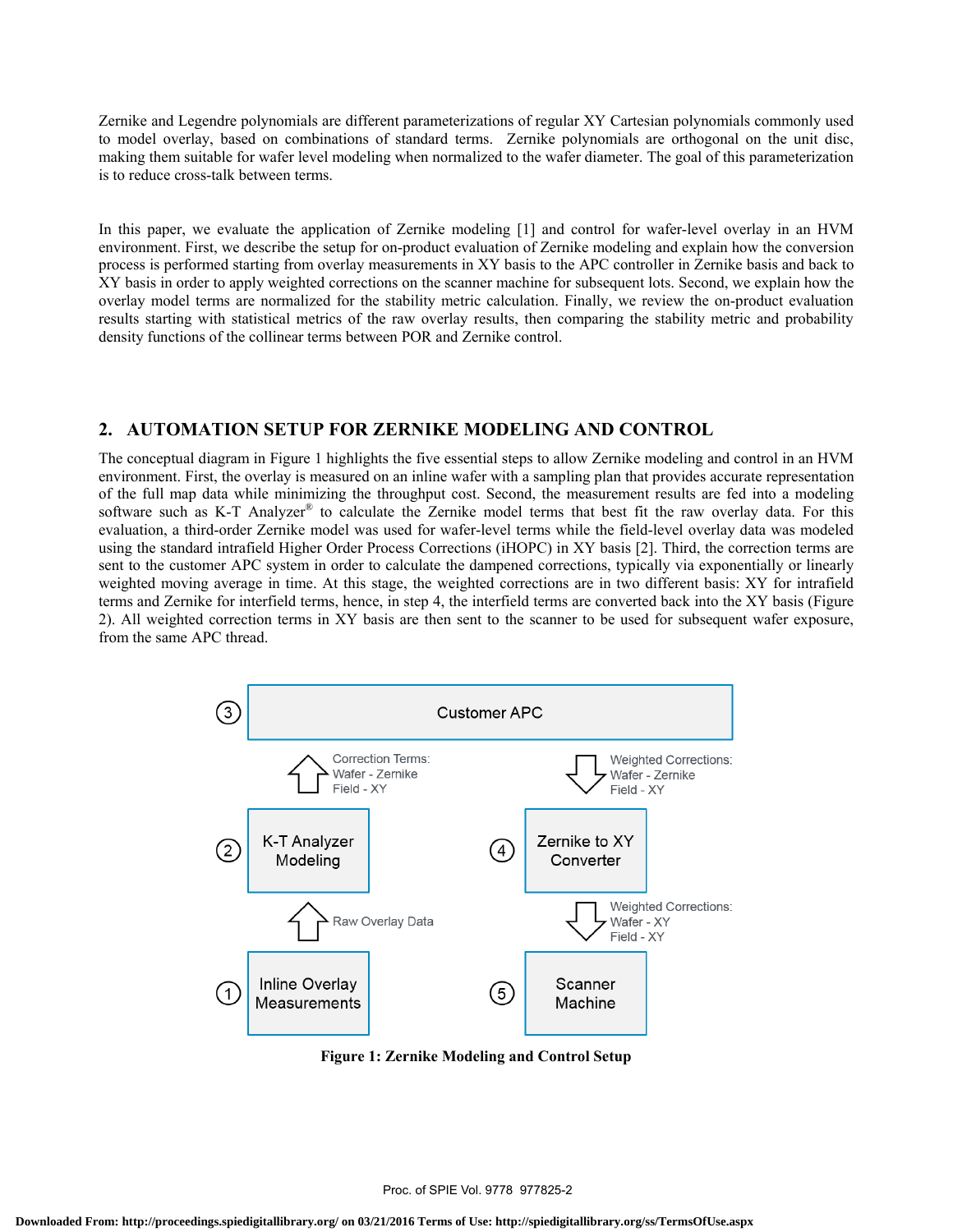Zernike and Legendre polynomials are different parameterizations of regular XY Cartesian polynomials commonly used to model overlay, based on combinations of standard terms. Zernike polynomials are orthogonal on the unit disc, making them suitable for wafer level modeling when normalized to the wafer diameter. The goal of this parameterization is to reduce cross-talk between terms.

In this paper, we evaluate the application of Zernike modeling [1] and control for wafer-level overlay in an HVM environment. First, we describe the setup for on-product evaluation of Zernike modeling and explain how the conversion process is performed starting from overlay measurements in XY basis to the APC controller in Zernike basis and back to XY basis in order to apply weighted corrections on the scanner machine for subsequent lots. Second, we explain how the overlay model terms are normalized for the stability metric calculation. Finally, we review the on-product evaluation results starting with statistical metrics of the raw overlay results, then comparing the stability metric and probability density functions of the collinear terms between POR and Zernike control.

## 2. AUTOMATION SETUP FOR ZERNIKE MODELING AND CONTROL

The conceptual diagram in Figure 1 highlights the five essential steps to allow Zernike modeling and control in an HVM environment. First, the overlay is measured on an inline wafer with a sampling plan that provides accurate representation of the full map data while minimizing the throughput cost. Second, the measurement results are fed into a modeling software such as K-T Analyzer® to calculate the Zernike model terms that best fit the raw overlay data. For this evaluation, a third-order Zernike model was used for wafer-level terms while the field-level overlay data was modeled using the standard intrafield Higher Order Process Corrections (iHOPC) in XY basis [2]. Third, the correction terms are sent to the customer APC system in order to calculate the dampened corrections, typically via exponentially or linearly weighted moving average in time. At this stage, the weighted corrections are in two different basis: XY for intrafield terms and Zernike for interfield terms, hence, in step 4, the interfield terms are converted back into the XY basis (Figure 2). All weighted correction terms in XY basis are then sent to the scanner to be used for subsequent wafer exposure, from the same APC thread.

**Figure 1: Zernike Modeling and Control Setup**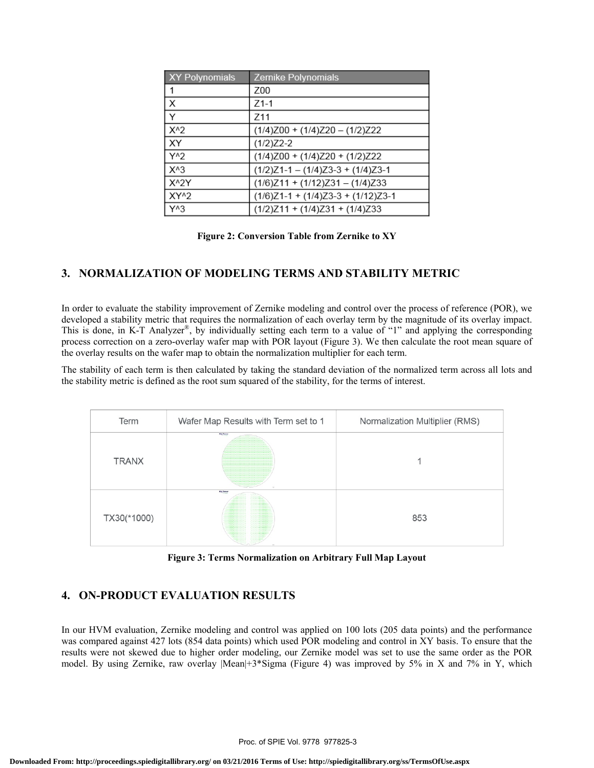| XY Polynomials | Zernike Polynomials |
| --- | --- |
| 1 | Z00 |
| X | Z1-1 |
| Y | Z11 |
| X^2 | (1/4)Z00 + (1/4)Z20 – (1/2)Z22 |
| XY | (1/2)Z2-2 |
| Y^2 | (1/4)Z00 + (1/4)Z20 + (1/2)Z22 |
| X^3 | (1/2)Z1-1 – (1/4)Z3-3 + (1/4)Z3-1 |
| X^2Y | (1/6)Z11 + (1/12)Z31 – (1/4)Z33 |
| XY^2 | (1/6)Z1-1 + (1/4)Z3-3 + (1/12)Z3-1 |
| Y^3 | (1/2)Z11 + (1/4)Z31 + (1/4)Z33 |

**Figure 2: Conversion Table from Zernike to XY**

## 3. NORMALIZATION OF MODELING TERMS AND STABILITY METRIC

In order to evaluate the stability improvement of Zernike modeling and control over the process of reference (POR), we developed a stability metric that requires the normalization of each overlay term by the magnitude of its overlay impact. This is done, in K-T Analyzer®, by individually setting each term to a value of "1" and applying the corresponding process correction on a zero-overlay wafer map with POR layout (Figure 3). We then calculate the root mean square of the overlay results on the wafer map to obtain the normalization multiplier for each term.

The stability of each term is then calculated by taking the standard deviation of the normalized term across all lots and the stability metric is defined as the root sum squared of the stability, for the terms of interest.

| Term | Wafer Map Results with Term set to 1 | Normalization Multiplier (RMS) |
| --- | --- | --- |
| TRANX | | 1 |
| TX30(*1000) | | 853 |

**Figure 3: Terms Normalization on Arbitrary Full Map Layout**

## 4. ON-PRODUCT EVALUATION RESULTS

In our HVM evaluation, Zernike modeling and control was applied on 100 lots (205 data points) and the performance was compared against 427 lots (854 data points) which used POR modeling and control in XY basis. To ensure that the results were not skewed due to higher order modeling, our Zernike model was set to use the same order as the POR model. By using Zernike, raw overlay |Mean|+3*Sigma (Figure 4) was improved by 5% in X and 7% in Y, which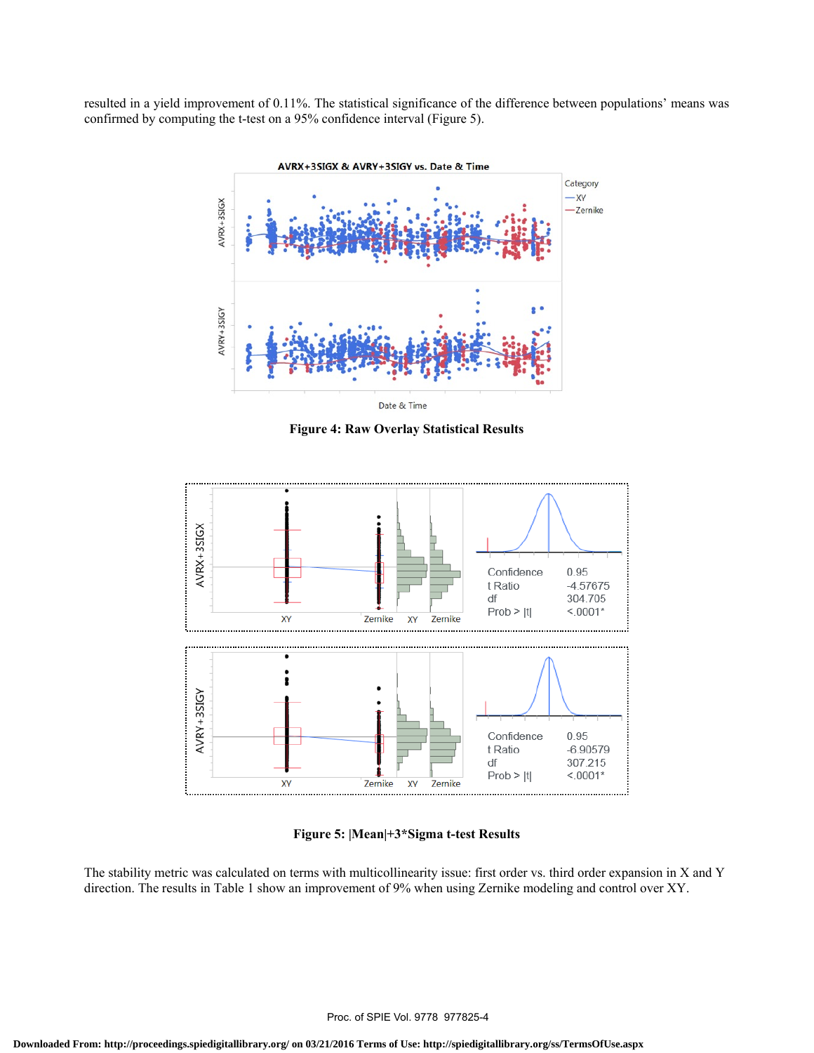resulted in a yield improvement of 0.11%. The statistical significance of the difference between populations' means was confirmed by computing the t-test on a 95% confidence interval (Figure 5).

**Figure 4: Raw Overlay Statistical Results**

| | AVRX+3SIGX | AVRY+3SIGY |
|---|---|---|
| Confidence | 0.95 | 0.95 |
| t Ratio | -4.57675 | -6.90579 |
| df | 304.705 | 307.215 |
| Prob > \|t\| | <.0001* | <.0001* |

**Figure 5: |Mean|+3*Sigma t-test Results**

The stability metric was calculated on terms with multicollinearity issue: first order vs. third order expansion in X and Y direction. The results in Table 1 show an improvement of 9% when using Zernike modeling and control over XY.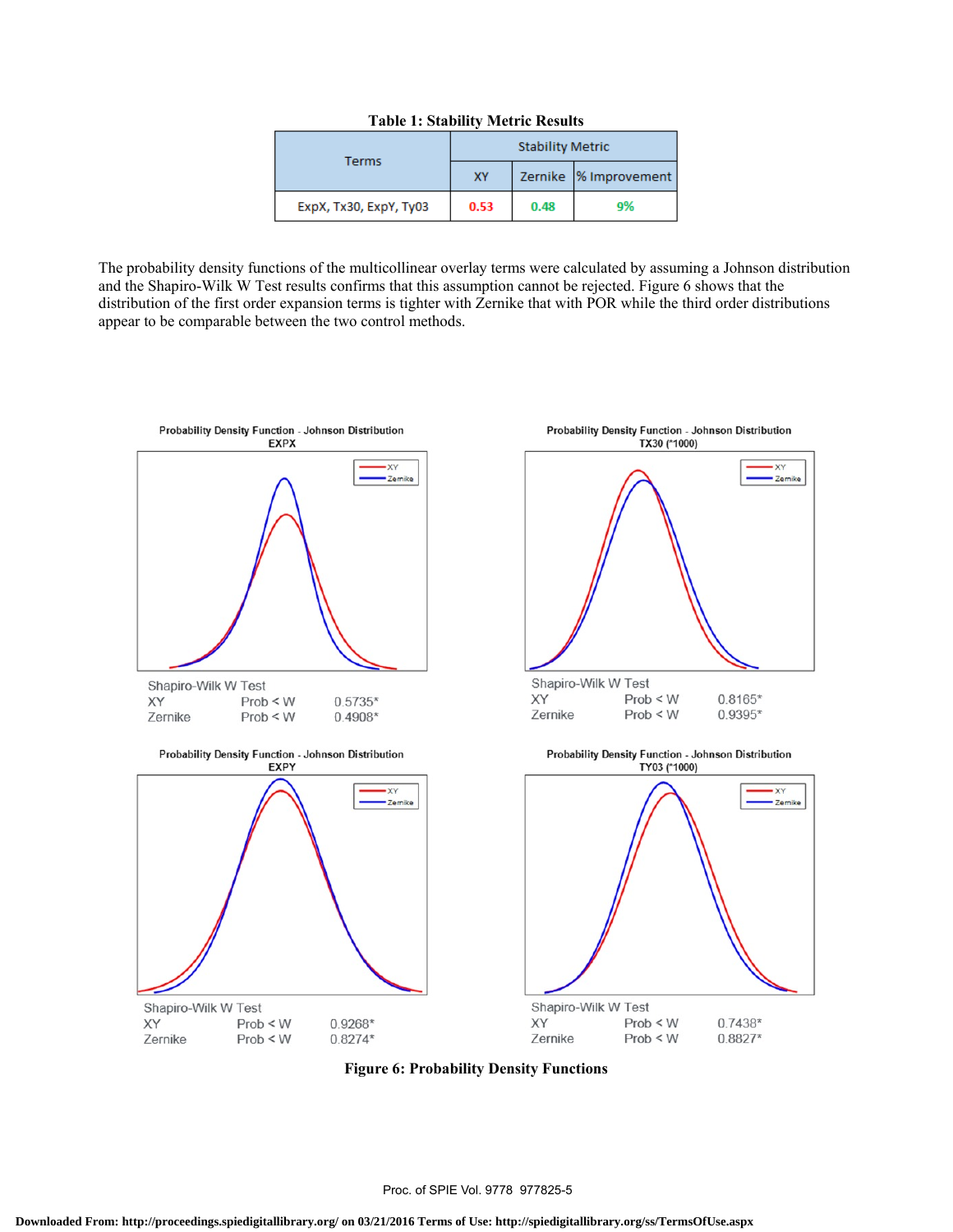**Table 1: Stability Metric Results**

| Terms | Stability Metric | | |
|---|---|---|---|
| | XY | Zernike | % Improvement |
| ExpX, Tx30, ExpY, Ty03 | 0.53 | 0.48 | 9% |

The probability density functions of the multicollinear overlay terms were calculated by assuming a Johnson distribution and the Shapiro-Wilk W Test results confirms that this assumption cannot be rejected. Figure 6 shows that the distribution of the first order expansion terms is tighter with Zernike that with POR while the third order distributions appear to be comparable between the two control methods.

Probability Density Function - Johnson Distribution
EXPX

Shapiro-Wilk W Test

| | | |
|---|---|---|
| XY | Prob < W | 0.5735* |
| Zernike | Prob < W | 0.4908* |

Probability Density Function - Johnson Distribution
TX30 (*1000)

Shapiro-Wilk W Test

| | | |
|---|---|---|
| XY | Prob < W | 0.8165* |
| Zernike | Prob < W | 0.9395* |

Probability Density Function - Johnson Distribution
EXPY

Shapiro-Wilk W Test

| | | |
|---|---|---|
| XY | Prob < W | 0.9268* |
| Zernike | Prob < W | 0.8274* |

Probability Density Function - Johnson Distribution
TY03 (*1000)

Shapiro-Wilk W Test

| | | |
|---|---|---|
| XY | Prob < W | 0.7438* |
| Zernike | Prob < W | 0.8827* |

**Figure 6: Probability Density Functions**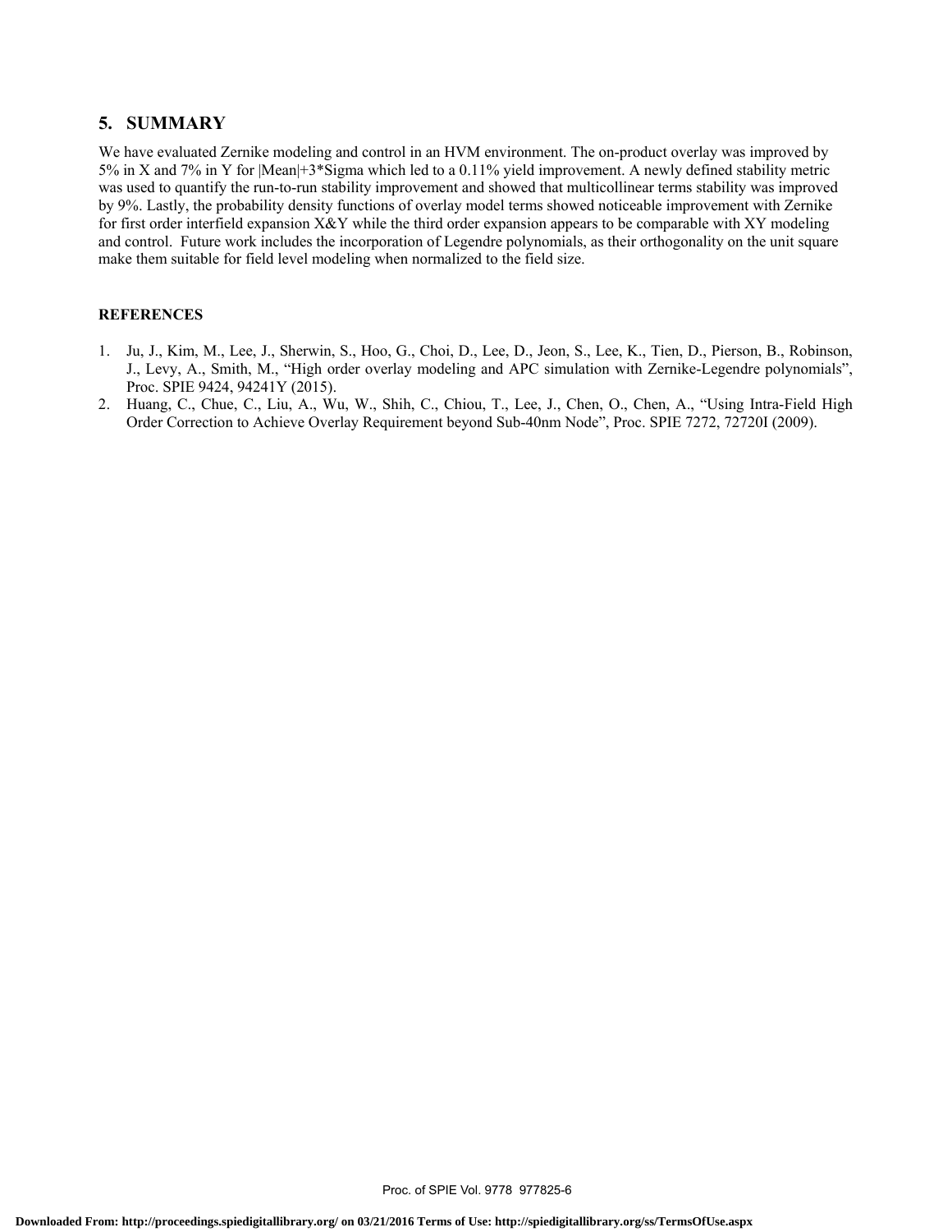## 5. SUMMARY

We have evaluated Zernike modeling and control in an HVM environment. The on-product overlay was improved by 5% in X and 7% in Y for |Mean|+3*Sigma which led to a 0.11% yield improvement. A newly defined stability metric was used to quantify the run-to-run stability improvement and showed that multicollinear terms stability was improved by 9%. Lastly, the probability density functions of overlay model terms showed noticeable improvement with Zernike for first order interfield expansion X&Y while the third order expansion appears to be comparable with XY modeling and control. Future work includes the incorporation of Legendre polynomials, as their orthogonality on the unit square make them suitable for field level modeling when normalized to the field size.

### REFERENCES

1. Ju, J., Kim, M., Lee, J., Sherwin, S., Hoo, G., Choi, D., Lee, D., Jeon, S., Lee, K., Tien, D., Pierson, B., Robinson, J., Levy, A., Smith, M., "High order overlay modeling and APC simulation with Zernike-Legendre polynomials", Proc. SPIE 9424, 94241Y (2015).
2. Huang, C., Chue, C., Liu, A., Wu, W., Shih, C., Chiou, T., Lee, J., Chen, O., Chen, A., "Using Intra-Field High Order Correction to Achieve Overlay Requirement beyond Sub-40nm Node", Proc. SPIE 7272, 72720I (2009).